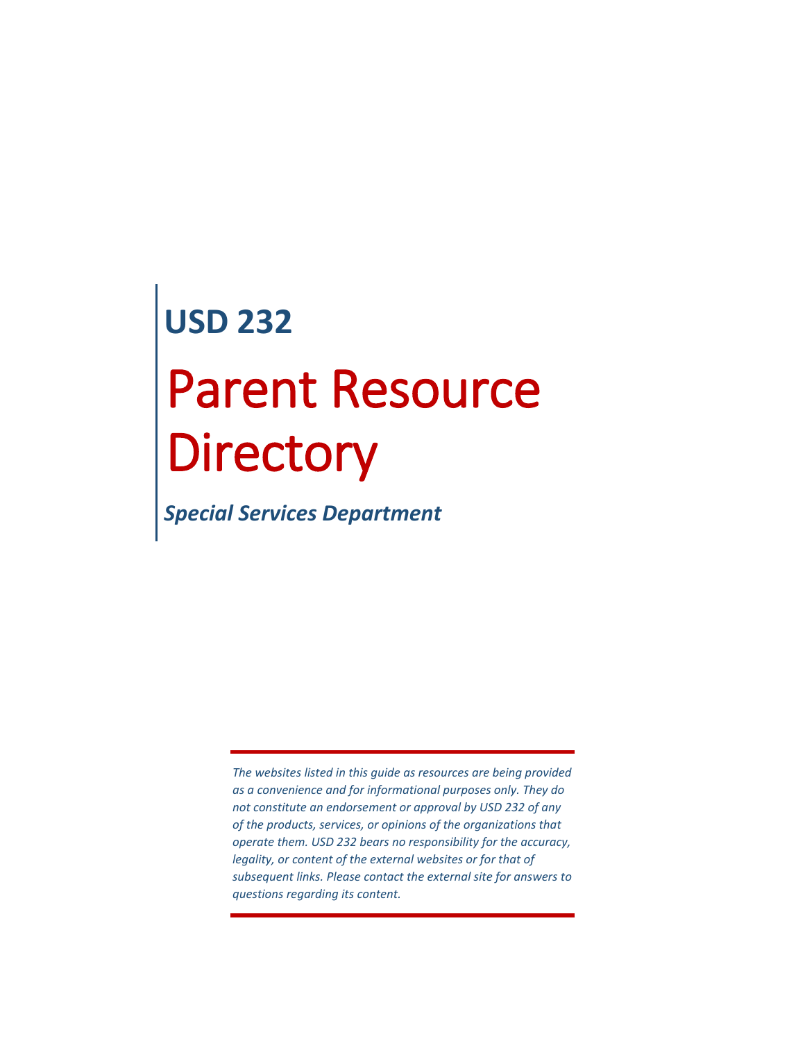## USD 232

# Parent Resource Directory

***Special Services Department***

*The websites listed in this guide as resources are being provided as a convenience and for informational purposes only. They do not constitute an endorsement or approval by USD 232 of any of the products, services, or opinions of the organizations that operate them. USD 232 bears no responsibility for the accuracy, legality, or content of the external websites or for that of subsequent links. Please contact the external site for answers to questions regarding its content.*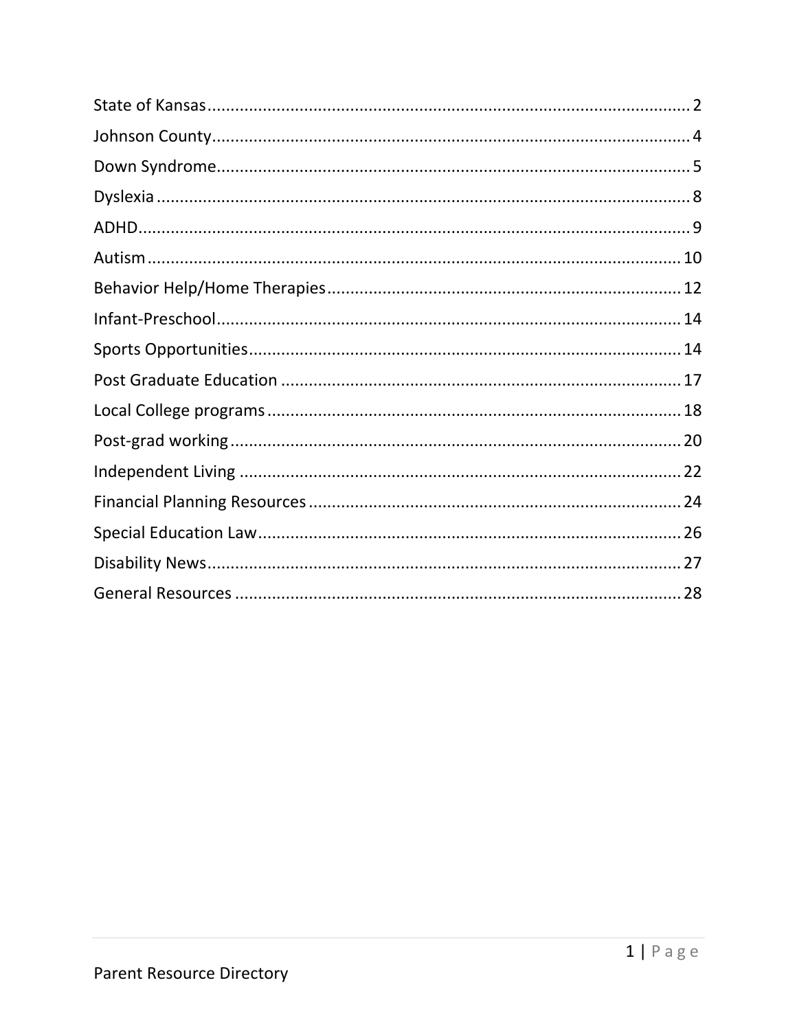State of Kansas....................................................................................................2
Johnson County....................................................................................................4
Down Syndrome....................................................................................................5
Dyslexia....................................................................................................8
ADHD....................................................................................................9
Autism....................................................................................................10
Behavior Help/Home Therapies....................................................................................................12
Infant-Preschool....................................................................................................14
Sports Opportunities....................................................................................................14
Post Graduate Education....................................................................................................17
Local College programs....................................................................................................18
Post-grad working....................................................................................................20
Independent Living....................................................................................................22
Financial Planning Resources....................................................................................................24
Special Education Law....................................................................................................26
Disability News....................................................................................................27
General Resources....................................................................................................28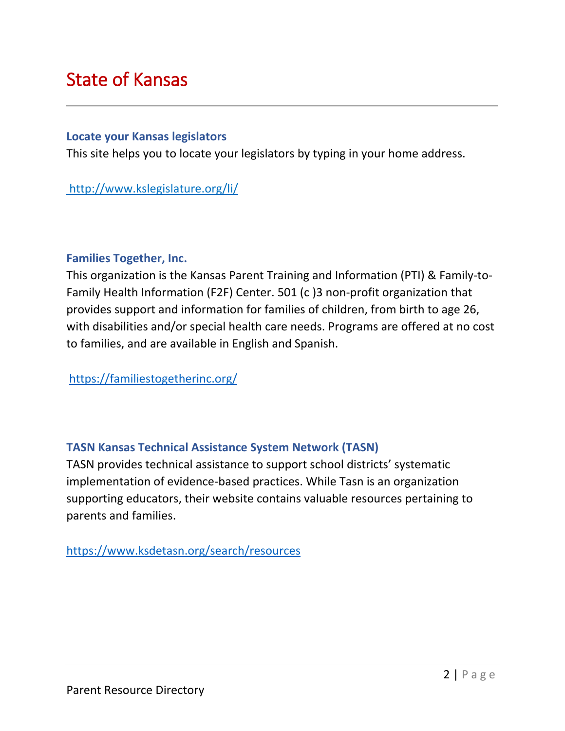# State of Kansas

### Locate your Kansas legislators

This site helps you to locate your legislators by typing in your home address.

http://www.kslegislature.org/li/

### Families Together, Inc.

This organization is the Kansas Parent Training and Information (PTI) & Family-to-Family Health Information (F2F) Center. 501 (c )3 non-profit organization that provides support and information for families of children, from birth to age 26, with disabilities and/or special health care needs. Programs are offered at no cost to families, and are available in English and Spanish.

https://familiestogetherinc.org/

### TASN Kansas Technical Assistance System Network (TASN)

TASN provides technical assistance to support school districts' systematic implementation of evidence-based practices. While Tasn is an organization supporting educators, their website contains valuable resources pertaining to parents and families.

https://www.ksdetasn.org/search/resources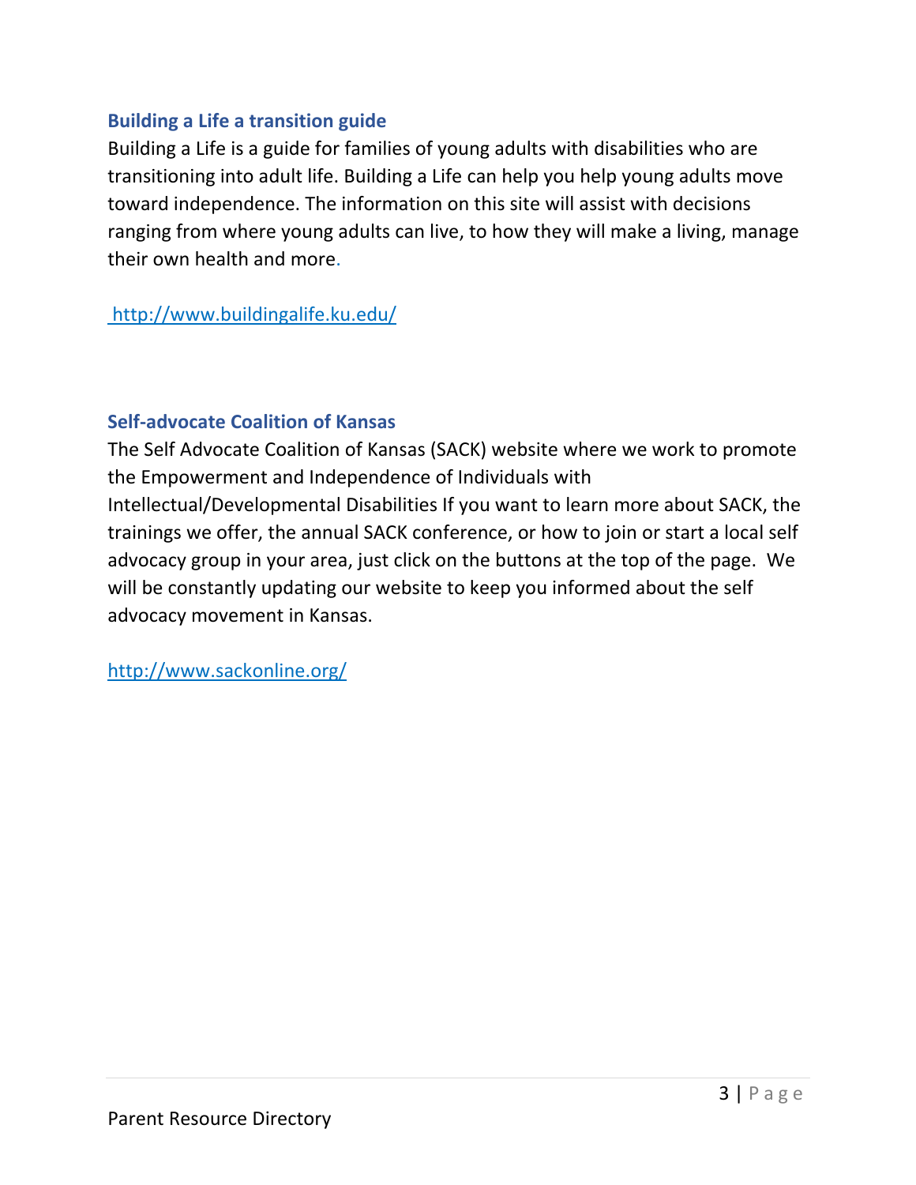### Building a Life a transition guide

Building a Life is a guide for families of young adults with disabilities who are transitioning into adult life. Building a Life can help you help young adults move toward independence. The information on this site will assist with decisions ranging from where young adults can live, to how they will make a living, manage their own health and more.

http://www.buildingalife.ku.edu/

### Self-advocate Coalition of Kansas

The Self Advocate Coalition of Kansas (SACK) website where we work to promote the Empowerment and Independence of Individuals with Intellectual/Developmental Disabilities If you want to learn more about SACK, the trainings we offer, the annual SACK conference, or how to join or start a local self advocacy group in your area, just click on the buttons at the top of the page. We will be constantly updating our website to keep you informed about the self advocacy movement in Kansas.

http://www.sackonline.org/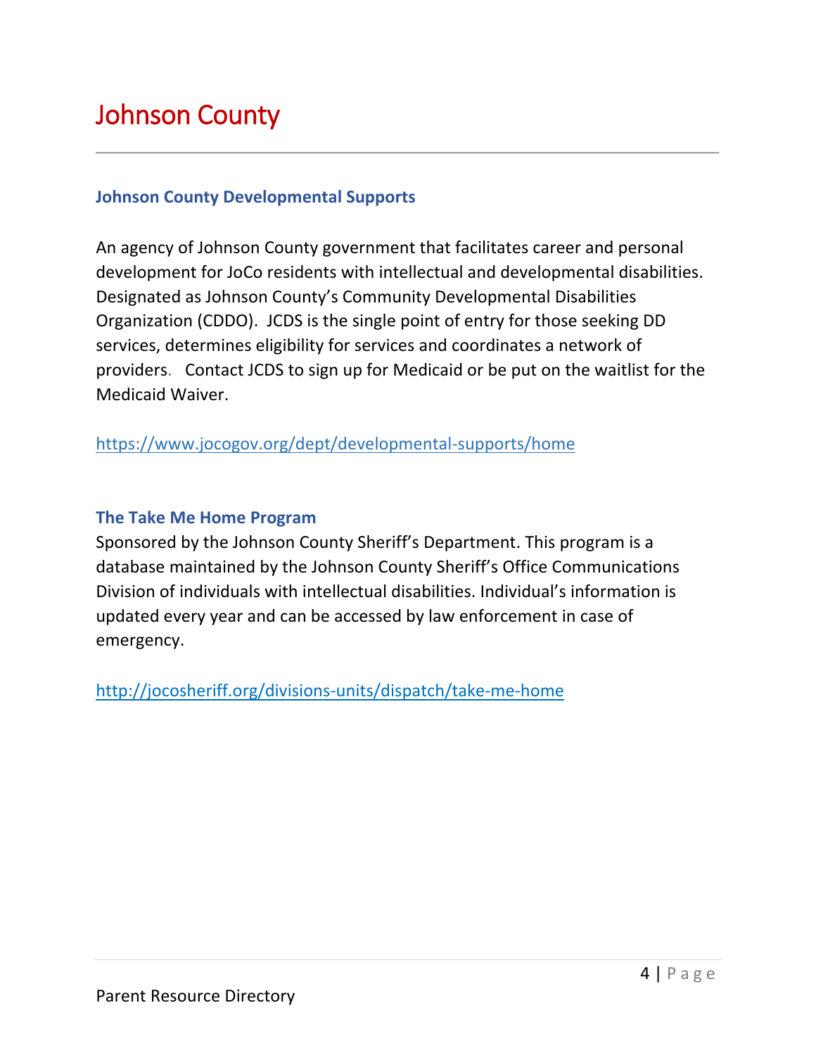# Johnson County

### Johnson County Developmental Supports

An agency of Johnson County government that facilitates career and personal development for JoCo residents with intellectual and developmental disabilities. Designated as Johnson County's Community Developmental Disabilities Organization (CDDO). JCDS is the single point of entry for those seeking DD services, determines eligibility for services and coordinates a network of providers. Contact JCDS to sign up for Medicaid or be put on the waitlist for the Medicaid Waiver.

https://www.jocogov.org/dept/developmental-supports/home

### The Take Me Home Program

Sponsored by the Johnson County Sheriff's Department. This program is a database maintained by the Johnson County Sheriff's Office Communications Division of individuals with intellectual disabilities. Individual's information is updated every year and can be accessed by law enforcement in case of emergency.

http://jocosheriff.org/divisions-units/dispatch/take-me-home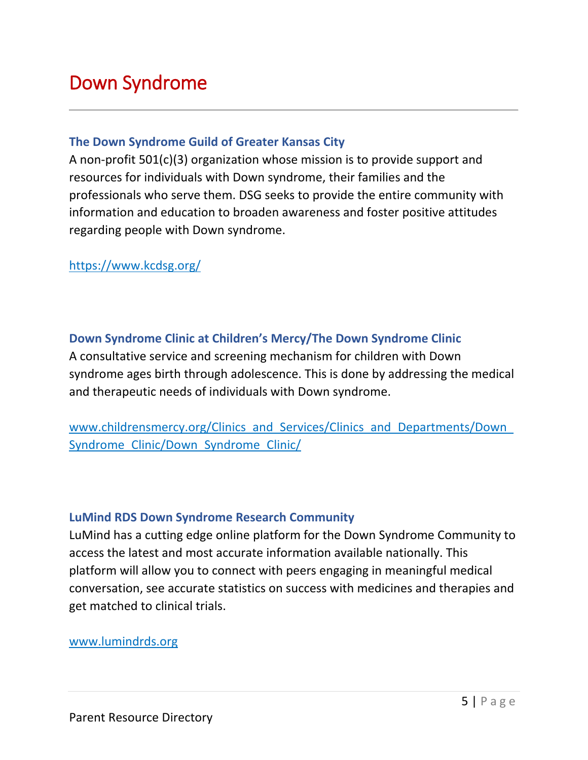# Down Syndrome

---

### The Down Syndrome Guild of Greater Kansas City

A non-profit 501(c)(3) organization whose mission is to provide support and resources for individuals with Down syndrome, their families and the professionals who serve them. DSG seeks to provide the entire community with information and education to broaden awareness and foster positive attitudes regarding people with Down syndrome.

https://www.kcdsg.org/

### Down Syndrome Clinic at Children's Mercy/The Down Syndrome Clinic

A consultative service and screening mechanism for children with Down syndrome ages birth through adolescence. This is done by addressing the medical and therapeutic needs of individuals with Down syndrome.

www.childrensmercy.org/Clinics_and_Services/Clinics_and_Departments/Down_Syndrome_Clinic/Down_Syndrome_Clinic/

### LuMind RDS Down Syndrome Research Community

LuMind has a cutting edge online platform for the Down Syndrome Community to access the latest and most accurate information available nationally. This platform will allow you to connect with peers engaging in meaningful medical conversation, see accurate statistics on success with medicines and therapies and get matched to clinical trials.

www.lumindrds.org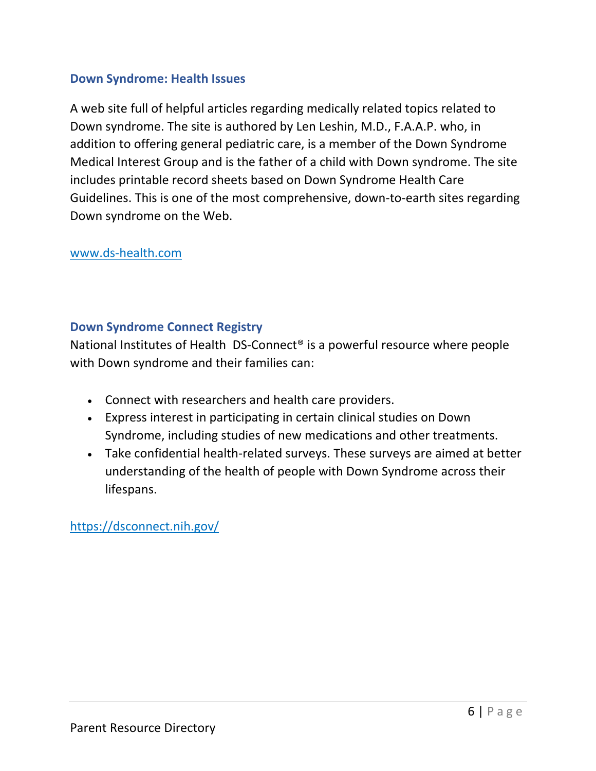### Down Syndrome: Health Issues

A web site full of helpful articles regarding medically related topics related to Down syndrome. The site is authored by Len Leshin, M.D., F.A.A.P. who, in addition to offering general pediatric care, is a member of the Down Syndrome Medical Interest Group and is the father of a child with Down syndrome. The site includes printable record sheets based on Down Syndrome Health Care Guidelines. This is one of the most comprehensive, down-to-earth sites regarding Down syndrome on the Web.

www.ds-health.com

### Down Syndrome Connect Registry

National Institutes of Health DS-Connect® is a powerful resource where people with Down syndrome and their families can:

- Connect with researchers and health care providers.
- Express interest in participating in certain clinical studies on Down Syndrome, including studies of new medications and other treatments.
- Take confidential health-related surveys. These surveys are aimed at better understanding of the health of people with Down Syndrome across their lifespans.

https://dsconnect.nih.gov/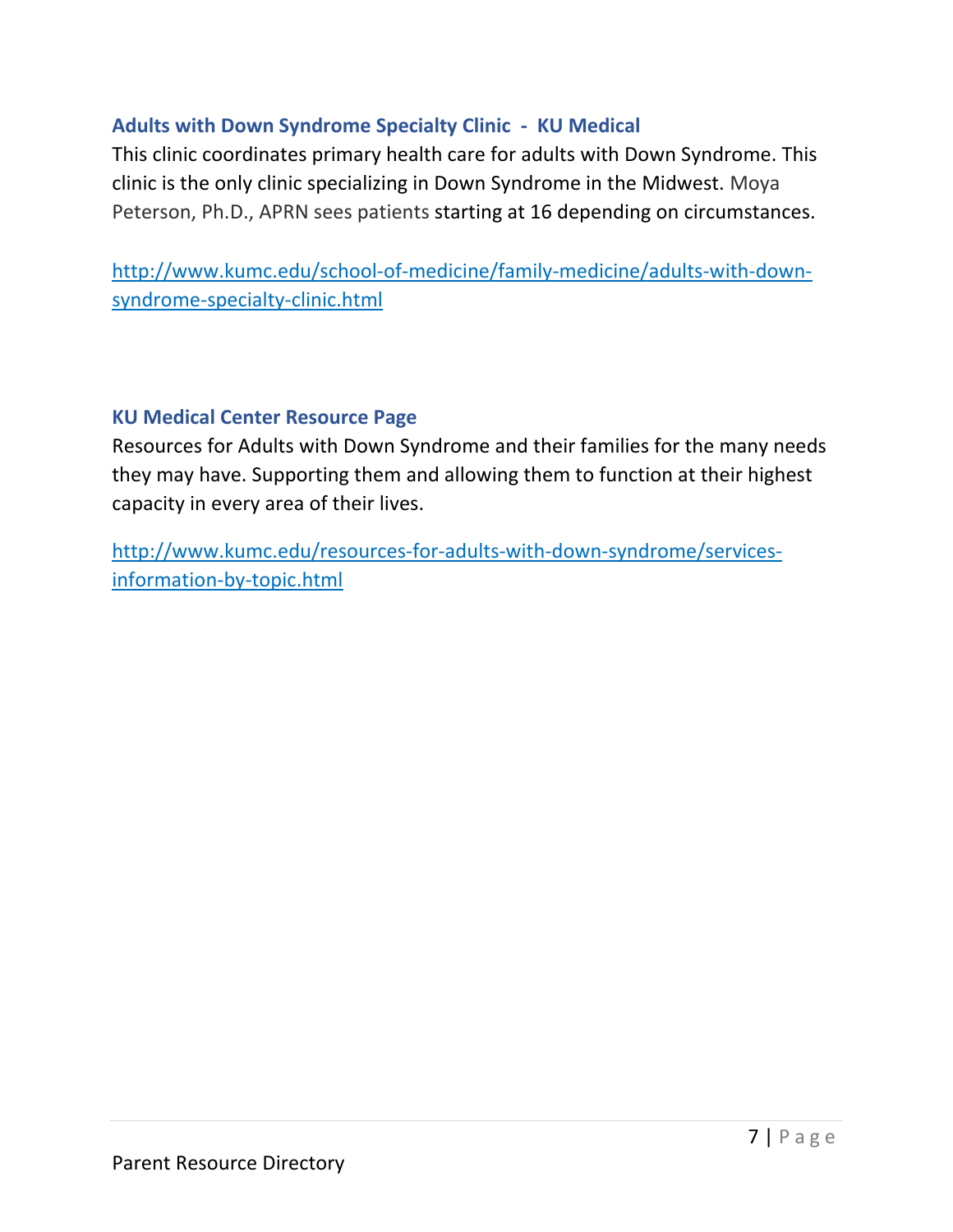### Adults with Down Syndrome Specialty Clinic - KU Medical

This clinic coordinates primary health care for adults with Down Syndrome. This clinic is the only clinic specializing in Down Syndrome in the Midwest. Moya Peterson, Ph.D., APRN sees patients starting at 16 depending on circumstances.

[http://www.kumc.edu/school-of-medicine/family-medicine/adults-with-down-syndrome-specialty-clinic.html](http://www.kumc.edu/school-of-medicine/family-medicine/adults-with-down-syndrome-specialty-clinic.html)

### KU Medical Center Resource Page

Resources for Adults with Down Syndrome and their families for the many needs they may have. Supporting them and allowing them to function at their highest capacity in every area of their lives.

[http://www.kumc.edu/resources-for-adults-with-down-syndrome/services-information-by-topic.html](http://www.kumc.edu/resources-for-adults-with-down-syndrome/services-information-by-topic.html)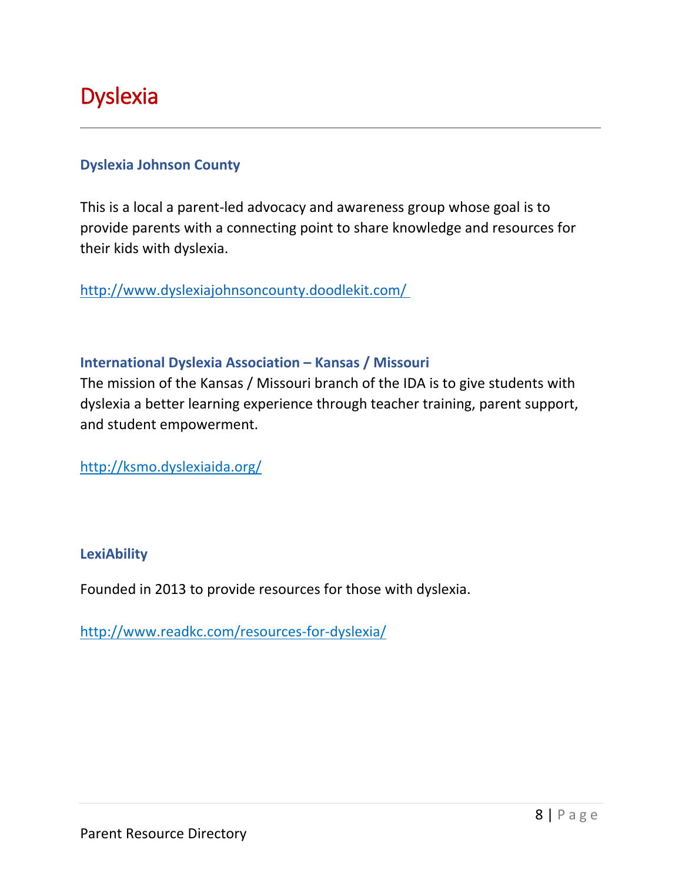# Dyslexia

### Dyslexia Johnson County

This is a local a parent-led advocacy and awareness group whose goal is to provide parents with a connecting point to share knowledge and resources for their kids with dyslexia.

http://www.dyslexiajohnsoncounty.doodlekit.com/

### International Dyslexia Association – Kansas / Missouri

The mission of the Kansas / Missouri branch of the IDA is to give students with dyslexia a better learning experience through teacher training, parent support, and student empowerment.

http://ksmo.dyslexiaida.org/

### LexiAbility

Founded in 2013 to provide resources for those with dyslexia.

http://www.readkc.com/resources-for-dyslexia/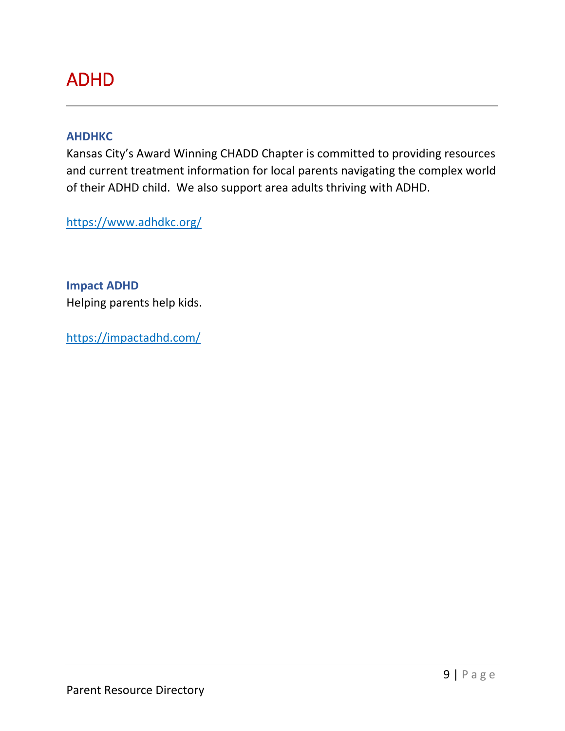# ADHD

---

### AHDHKC

Kansas City's Award Winning CHADD Chapter is committed to providing resources and current treatment information for local parents navigating the complex world of their ADHD child. We also support area adults thriving with ADHD.

https://www.adhdkc.org/

### Impact ADHD

Helping parents help kids.

https://impactadhd.com/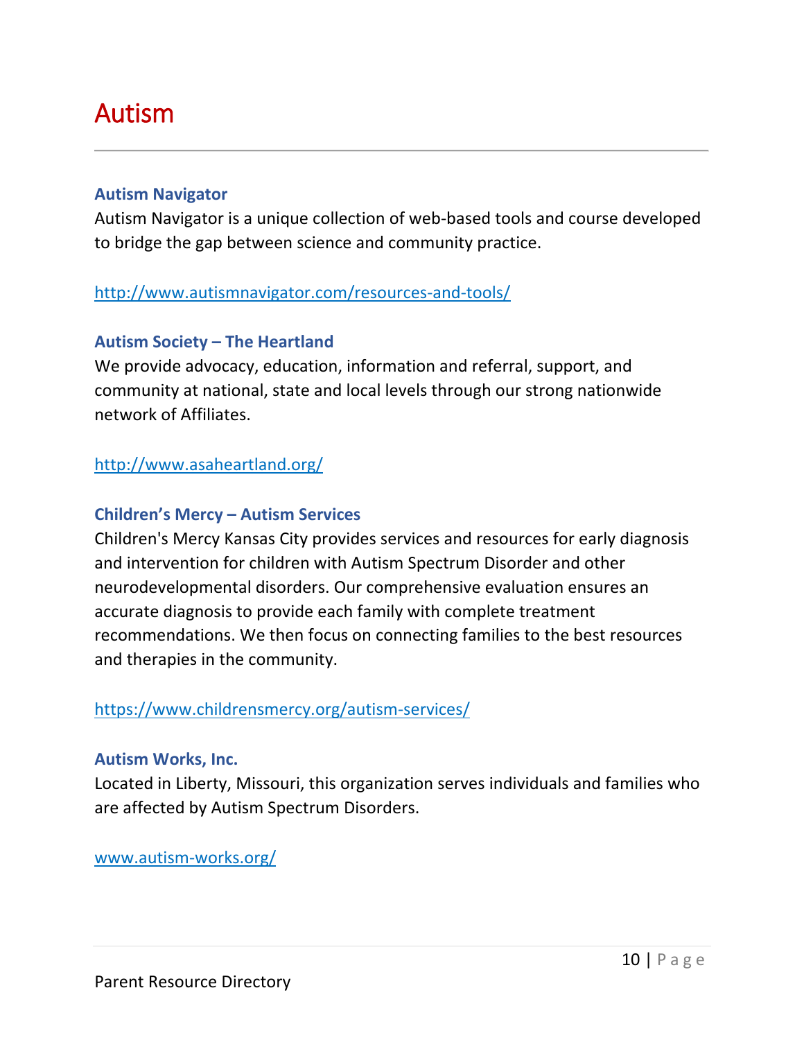# Autism

### Autism Navigator

Autism Navigator is a unique collection of web-based tools and course developed to bridge the gap between science and community practice.

http://www.autismnavigator.com/resources-and-tools/

### Autism Society – The Heartland

We provide advocacy, education, information and referral, support, and community at national, state and local levels through our strong nationwide network of Affiliates.

http://www.asaheartland.org/

### Children's Mercy – Autism Services

Children's Mercy Kansas City provides services and resources for early diagnosis and intervention for children with Autism Spectrum Disorder and other neurodevelopmental disorders. Our comprehensive evaluation ensures an accurate diagnosis to provide each family with complete treatment recommendations. We then focus on connecting families to the best resources and therapies in the community.

https://www.childrensmercy.org/autism-services/

### Autism Works, Inc.

Located in Liberty, Missouri, this organization serves individuals and families who are affected by Autism Spectrum Disorders.

www.autism-works.org/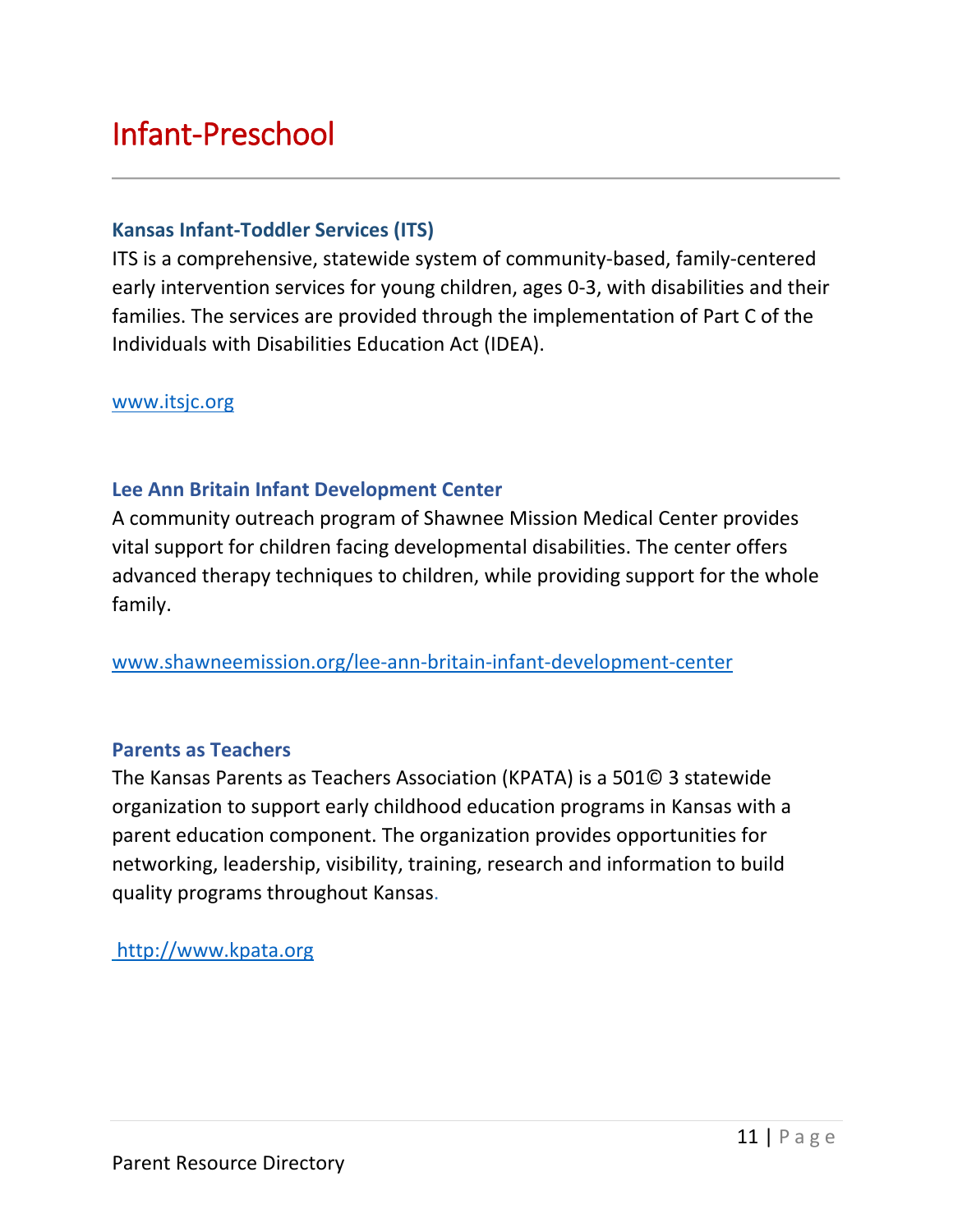# Infant-Preschool

### Kansas Infant-Toddler Services (ITS)

ITS is a comprehensive, statewide system of community-based, family-centered early intervention services for young children, ages 0-3, with disabilities and their families. The services are provided through the implementation of Part C of the Individuals with Disabilities Education Act (IDEA).

www.itsjc.org

### Lee Ann Britain Infant Development Center

A community outreach program of Shawnee Mission Medical Center provides vital support for children facing developmental disabilities. The center offers advanced therapy techniques to children, while providing support for the whole family.

www.shawneemission.org/lee-ann-britain-infant-development-center

### Parents as Teachers

The Kansas Parents as Teachers Association (KPATA) is a 501© 3 statewide organization to support early childhood education programs in Kansas with a parent education component. The organization provides opportunities for networking, leadership, visibility, training, research and information to build quality programs throughout Kansas.

http://www.kpata.org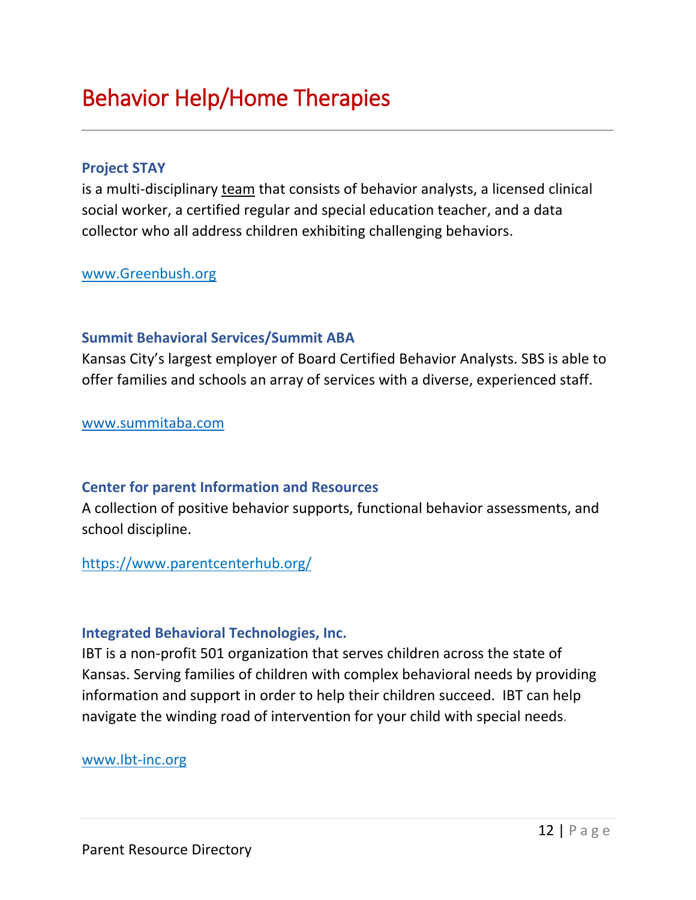# Behavior Help/Home Therapies

### Project STAY

is a multi-disciplinary team that consists of behavior analysts, a licensed clinical social worker, a certified regular and special education teacher, and a data collector who all address children exhibiting challenging behaviors.

www.Greenbush.org

### Summit Behavioral Services/Summit ABA

Kansas City's largest employer of Board Certified Behavior Analysts. SBS is able to offer families and schools an array of services with a diverse, experienced staff.

www.summitaba.com

### Center for parent Information and Resources

A collection of positive behavior supports, functional behavior assessments, and school discipline.

https://www.parentcenterhub.org/

### Integrated Behavioral Technologies, Inc.

IBT is a non-profit 501 organization that serves children across the state of Kansas. Serving families of children with complex behavioral needs by providing information and support in order to help their children succeed. IBT can help navigate the winding road of intervention for your child with special needs.

www.Ibt-inc.org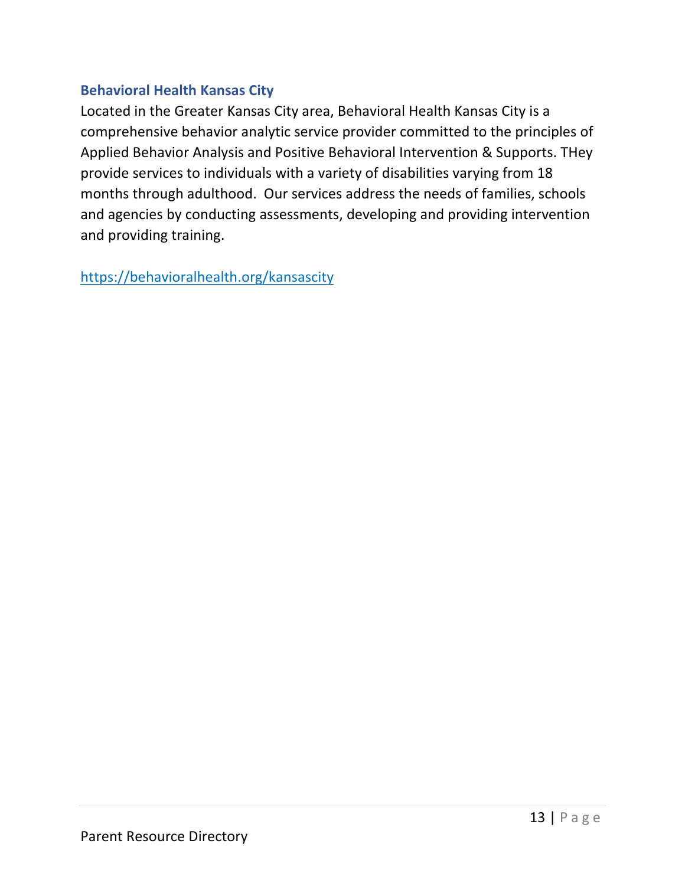### Behavioral Health Kansas City

Located in the Greater Kansas City area, Behavioral Health Kansas City is a comprehensive behavior analytic service provider committed to the principles of Applied Behavior Analysis and Positive Behavioral Intervention & Supports. THey provide services to individuals with a variety of disabilities varying from 18 months through adulthood. Our services address the needs of families, schools and agencies by conducting assessments, developing and providing intervention and providing training.

https://behavioralhealth.org/kansascity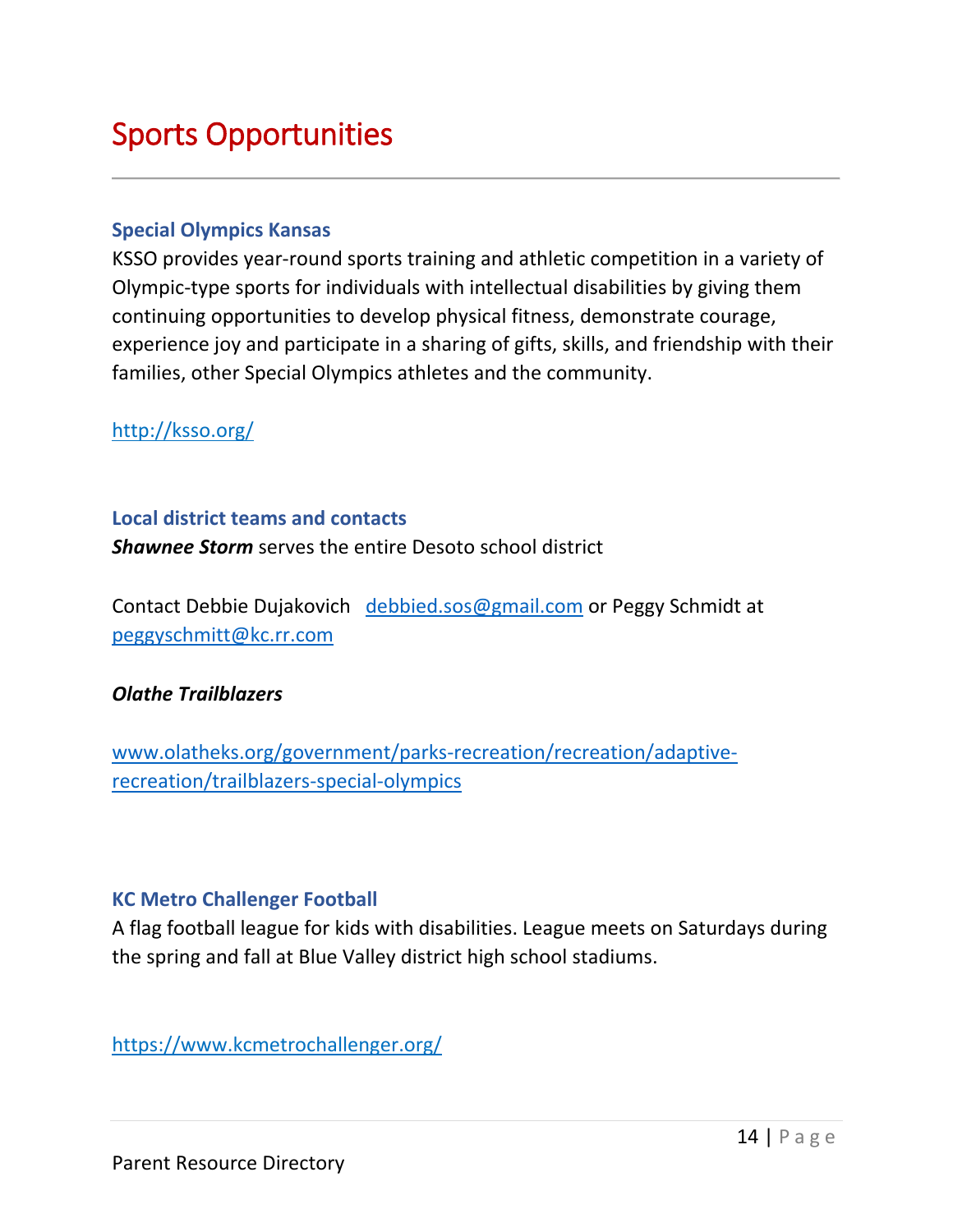# Sports Opportunities

### Special Olympics Kansas

KSSO provides year-round sports training and athletic competition in a variety of Olympic-type sports for individuals with intellectual disabilities by giving them continuing opportunities to develop physical fitness, demonstrate courage, experience joy and participate in a sharing of gifts, skills, and friendship with their families, other Special Olympics athletes and the community.

http://ksso.org/

### Local district teams and contacts

***Shawnee Storm*** serves the entire Desoto school district

Contact Debbie Dujakovich debbied.sos@gmail.com or Peggy Schmidt at peggyschmitt@kc.rr.com

***Olathe Trailblazers***

www.olatheks.org/government/parks-recreation/recreation/adaptive-recreation/trailblazers-special-olympics

### KC Metro Challenger Football

A flag football league for kids with disabilities. League meets on Saturdays during the spring and fall at Blue Valley district high school stadiums.

https://www.kcmetrochallenger.org/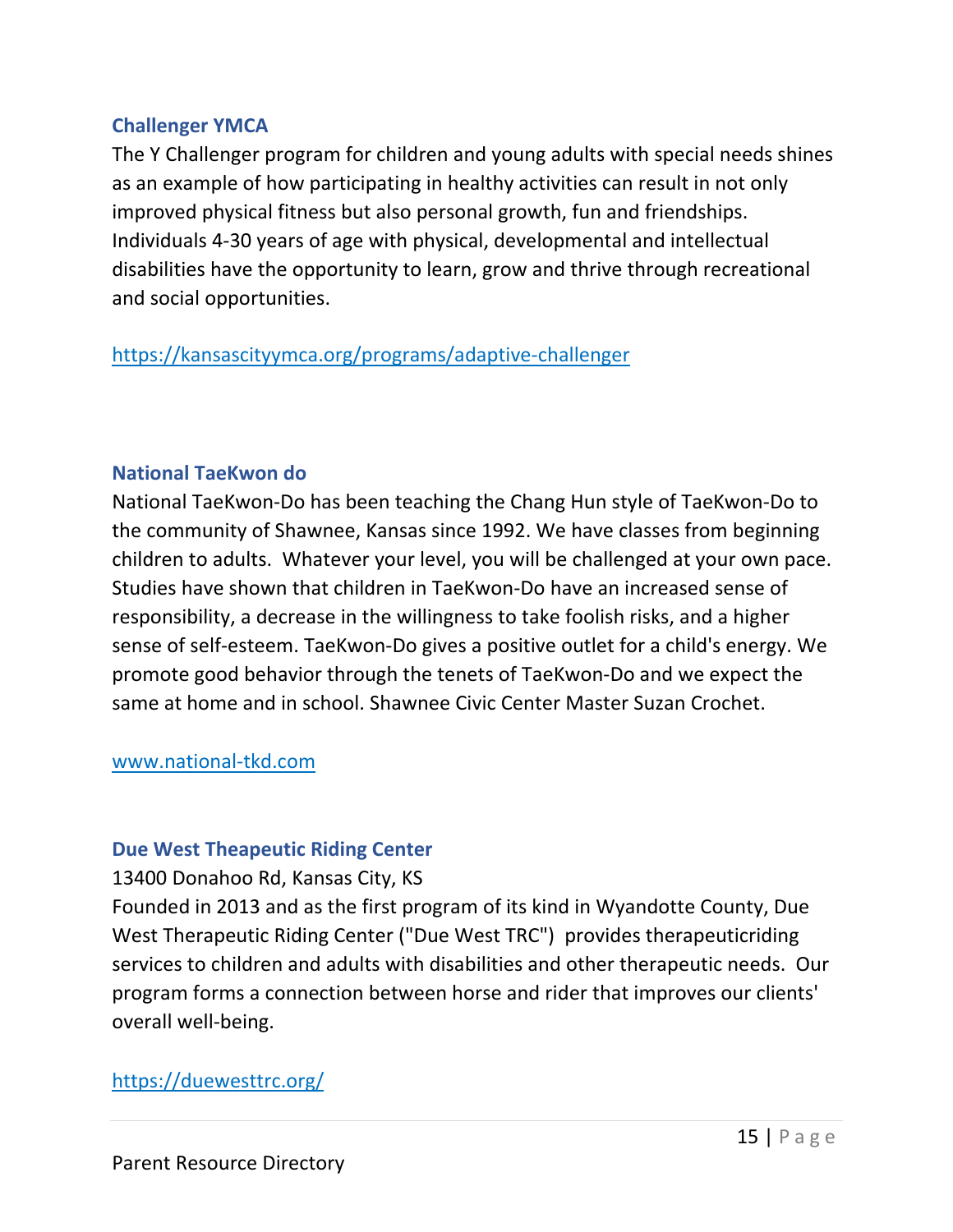### Challenger YMCA

The Y Challenger program for children and young adults with special needs shines as an example of how participating in healthy activities can result in not only improved physical fitness but also personal growth, fun and friendships. Individuals 4-30 years of age with physical, developmental and intellectual disabilities have the opportunity to learn, grow and thrive through recreational and social opportunities.

https://kansascityymca.org/programs/adaptive-challenger

### National TaeKwon do

National TaeKwon-Do has been teaching the Chang Hun style of TaeKwon-Do to the community of Shawnee, Kansas since 1992. We have classes from beginning children to adults. Whatever your level, you will be challenged at your own pace. Studies have shown that children in TaeKwon-Do have an increased sense of responsibility, a decrease in the willingness to take foolish risks, and a higher sense of self-esteem. TaeKwon-Do gives a positive outlet for a child's energy. We promote good behavior through the tenets of TaeKwon-Do and we expect the same at home and in school. Shawnee Civic Center Master Suzan Crochet.

www.national-tkd.com

### Due West Theapeutic Riding Center

13400 Donahoo Rd, Kansas City, KS

Founded in 2013 and as the first program of its kind in Wyandotte County, Due West Therapeutic Riding Center ("Due West TRC") provides therapeuticriding services to children and adults with disabilities and other therapeutic needs. Our program forms a connection between horse and rider that improves our clients' overall well-being.

https://duewesttrc.org/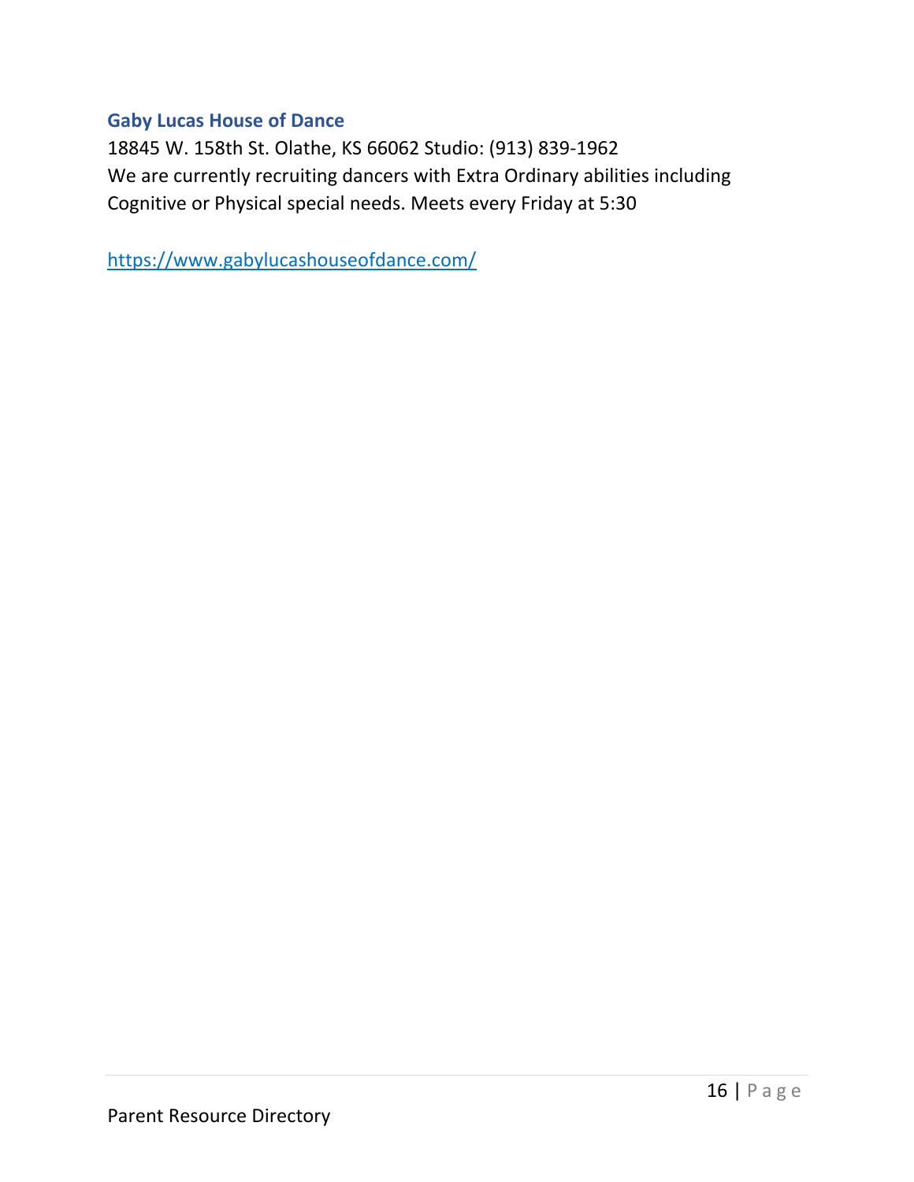### Gaby Lucas House of Dance

18845 W. 158th St. Olathe, KS 66062 Studio: (913) 839-1962
We are currently recruiting dancers with Extra Ordinary abilities including Cognitive or Physical special needs. Meets every Friday at 5:30

https://www.gabylucashouseofdance.com/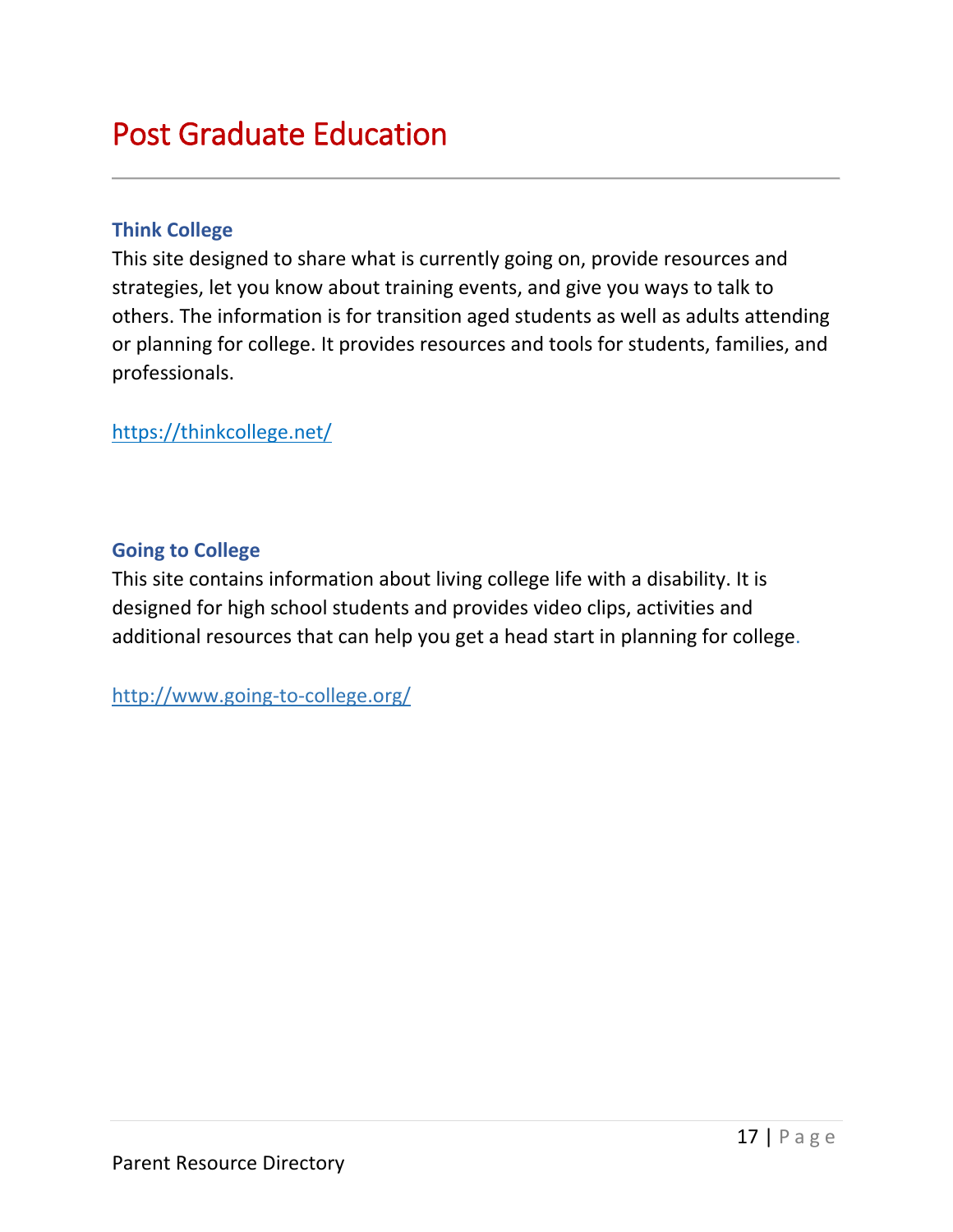# Post Graduate Education

### Think College

This site designed to share what is currently going on, provide resources and strategies, let you know about training events, and give you ways to talk to others. The information is for transition aged students as well as adults attending or planning for college. It provides resources and tools for students, families, and professionals.

https://thinkcollege.net/

### Going to College

This site contains information about living college life with a disability. It is designed for high school students and provides video clips, activities and additional resources that can help you get a head start in planning for college.

http://www.going-to-college.org/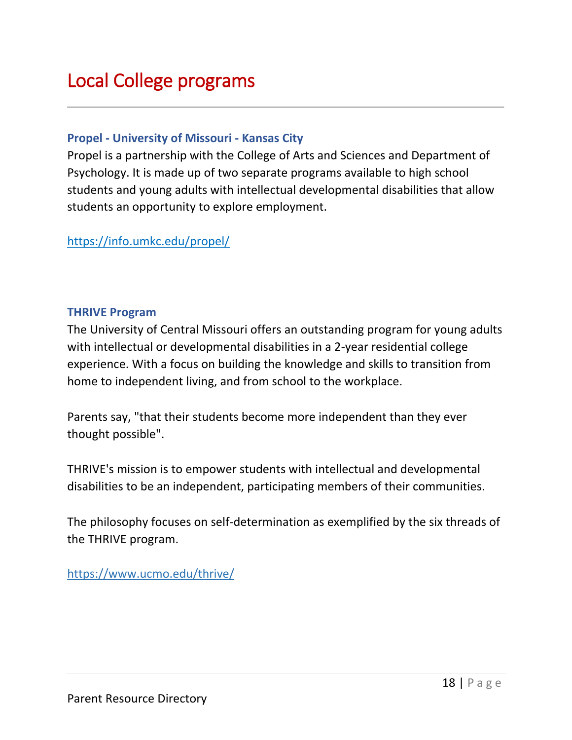# Local College programs

---

### Propel - University of Missouri - Kansas City

Propel is a partnership with the College of Arts and Sciences and Department of Psychology. It is made up of two separate programs available to high school students and young adults with intellectual developmental disabilities that allow students an opportunity to explore employment.

https://info.umkc.edu/propel/

### THRIVE Program

The University of Central Missouri offers an outstanding program for young adults with intellectual or developmental disabilities in a 2-year residential college experience. With a focus on building the knowledge and skills to transition from home to independent living, and from school to the workplace.

Parents say, "that their students become more independent than they ever thought possible".

THRIVE's mission is to empower students with intellectual and developmental disabilities to be an independent, participating members of their communities.

The philosophy focuses on self-determination as exemplified by the six threads of the THRIVE program.

https://www.ucmo.edu/thrive/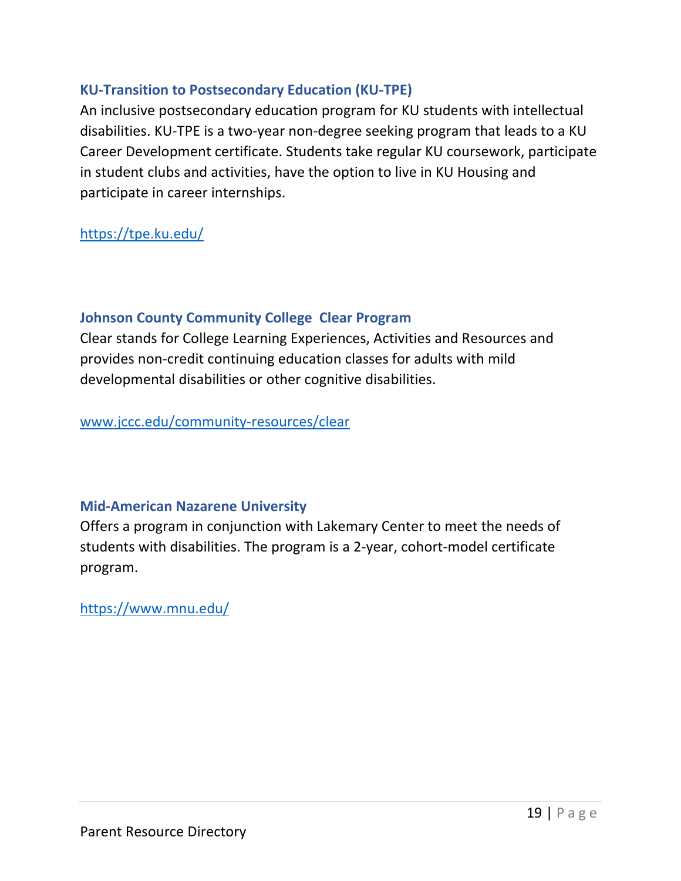### KU-Transition to Postsecondary Education (KU-TPE)

An inclusive postsecondary education program for KU students with intellectual disabilities. KU-TPE is a two-year non-degree seeking program that leads to a KU Career Development certificate. Students take regular KU coursework, participate in student clubs and activities, have the option to live in KU Housing and participate in career internships.

https://tpe.ku.edu/

### Johnson County Community College Clear Program

Clear stands for College Learning Experiences, Activities and Resources and provides non-credit continuing education classes for adults with mild developmental disabilities or other cognitive disabilities.

www.jccc.edu/community-resources/clear

### Mid-American Nazarene University

Offers a program in conjunction with Lakemary Center to meet the needs of students with disabilities. The program is a 2-year, cohort-model certificate program.

https://www.mnu.edu/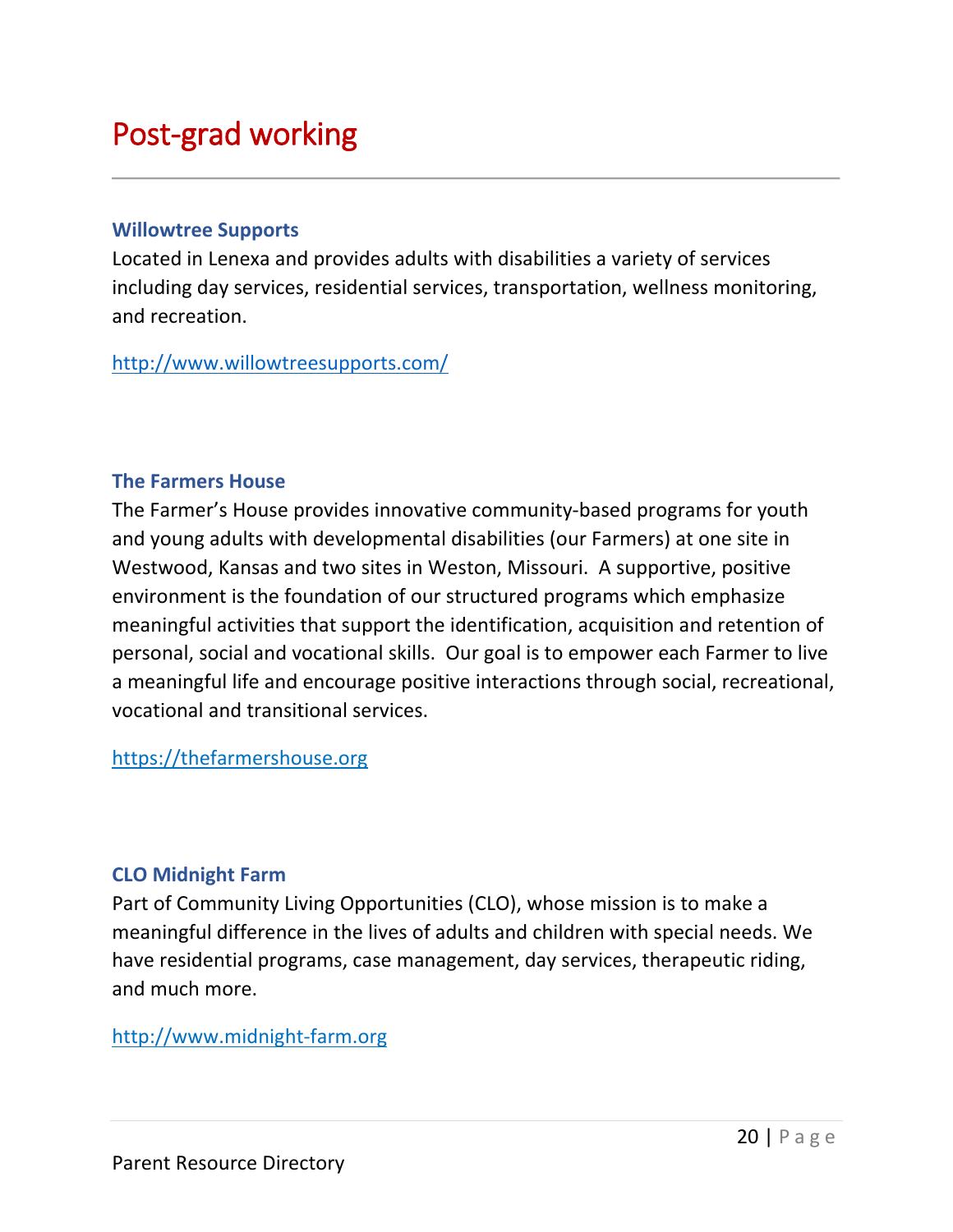# Post-grad working

### Willowtree Supports

Located in Lenexa and provides adults with disabilities a variety of services including day services, residential services, transportation, wellness monitoring, and recreation.

http://www.willowtreesupports.com/

### The Farmers House

The Farmer's House provides innovative community-based programs for youth and young adults with developmental disabilities (our Farmers) at one site in Westwood, Kansas and two sites in Weston, Missouri. A supportive, positive environment is the foundation of our structured programs which emphasize meaningful activities that support the identification, acquisition and retention of personal, social and vocational skills. Our goal is to empower each Farmer to live a meaningful life and encourage positive interactions through social, recreational, vocational and transitional services.

https://thefarmershouse.org

### CLO Midnight Farm

Part of Community Living Opportunities (CLO), whose mission is to make a meaningful difference in the lives of adults and children with special needs. We have residential programs, case management, day services, therapeutic riding, and much more.

http://www.midnight-farm.org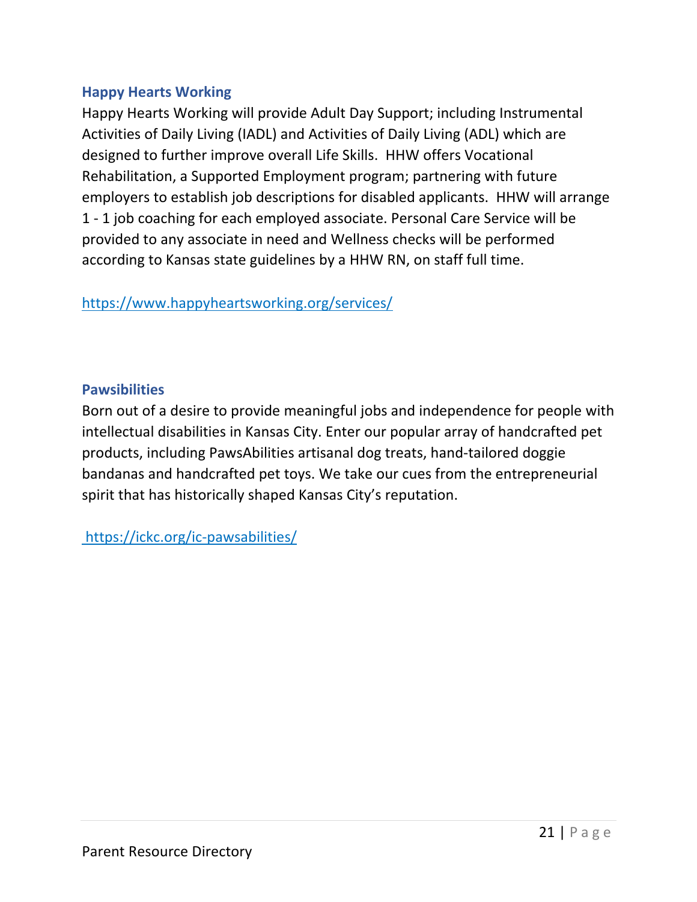### Happy Hearts Working

Happy Hearts Working will provide Adult Day Support; including Instrumental Activities of Daily Living (IADL) and Activities of Daily Living (ADL) which are designed to further improve overall Life Skills. HHW offers Vocational Rehabilitation, a Supported Employment program; partnering with future employers to establish job descriptions for disabled applicants. HHW will arrange 1 - 1 job coaching for each employed associate. Personal Care Service will be provided to any associate in need and Wellness checks will be performed according to Kansas state guidelines by a HHW RN, on staff full time.

https://www.happyheartsworking.org/services/

### Pawsibilities

Born out of a desire to provide meaningful jobs and independence for people with intellectual disabilities in Kansas City. Enter our popular array of handcrafted pet products, including PawsAbilities artisanal dog treats, hand-tailored doggie bandanas and handcrafted pet toys. We take our cues from the entrepreneurial spirit that has historically shaped Kansas City's reputation.

https://ickc.org/ic-pawsabilities/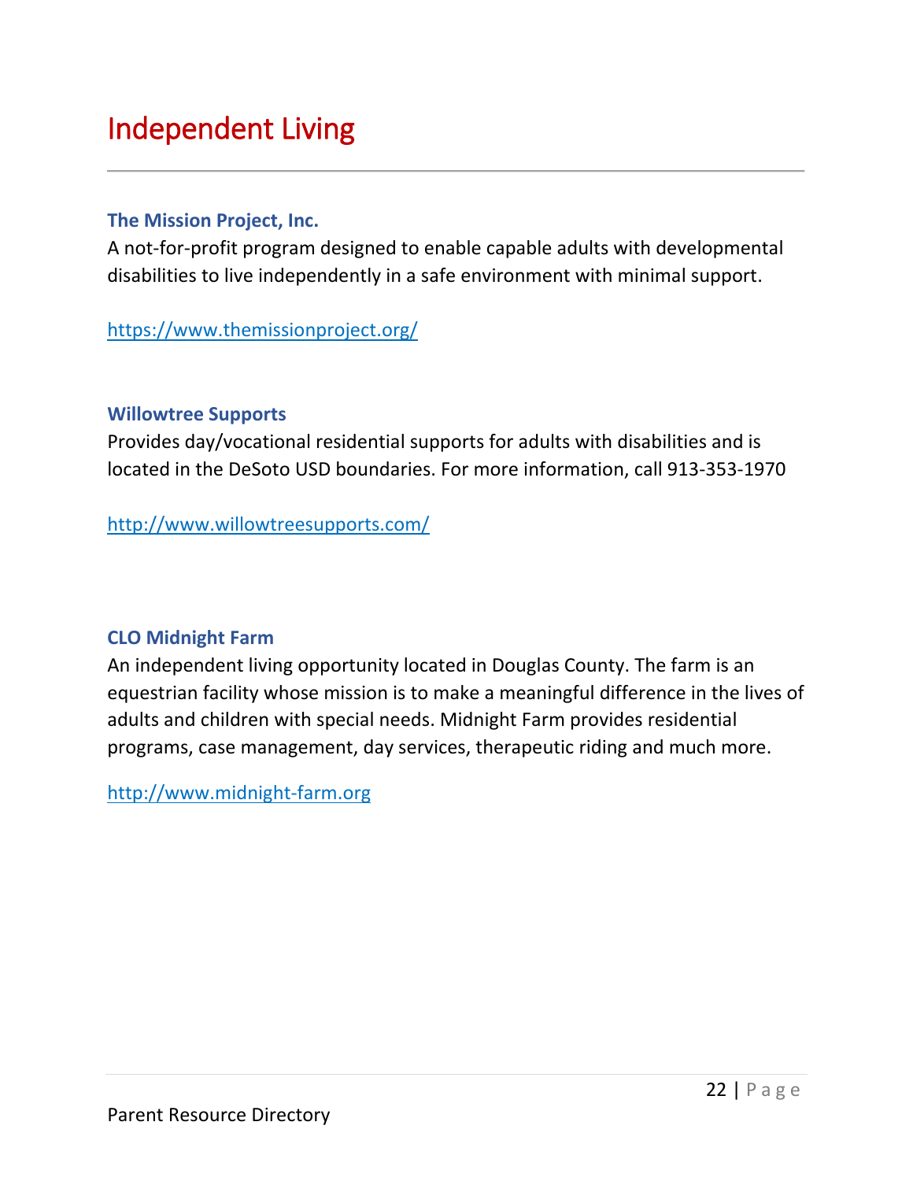# Independent Living

### The Mission Project, Inc.

A not-for-profit program designed to enable capable adults with developmental disabilities to live independently in a safe environment with minimal support.

https://www.themissionproject.org/

### Willowtree Supports

Provides day/vocational residential supports for adults with disabilities and is located in the DeSoto USD boundaries. For more information, call 913-353-1970

http://www.willowtreesupports.com/

### CLO Midnight Farm

An independent living opportunity located in Douglas County. The farm is an equestrian facility whose mission is to make a meaningful difference in the lives of adults and children with special needs. Midnight Farm provides residential programs, case management, day services, therapeutic riding and much more.

http://www.midnight-farm.org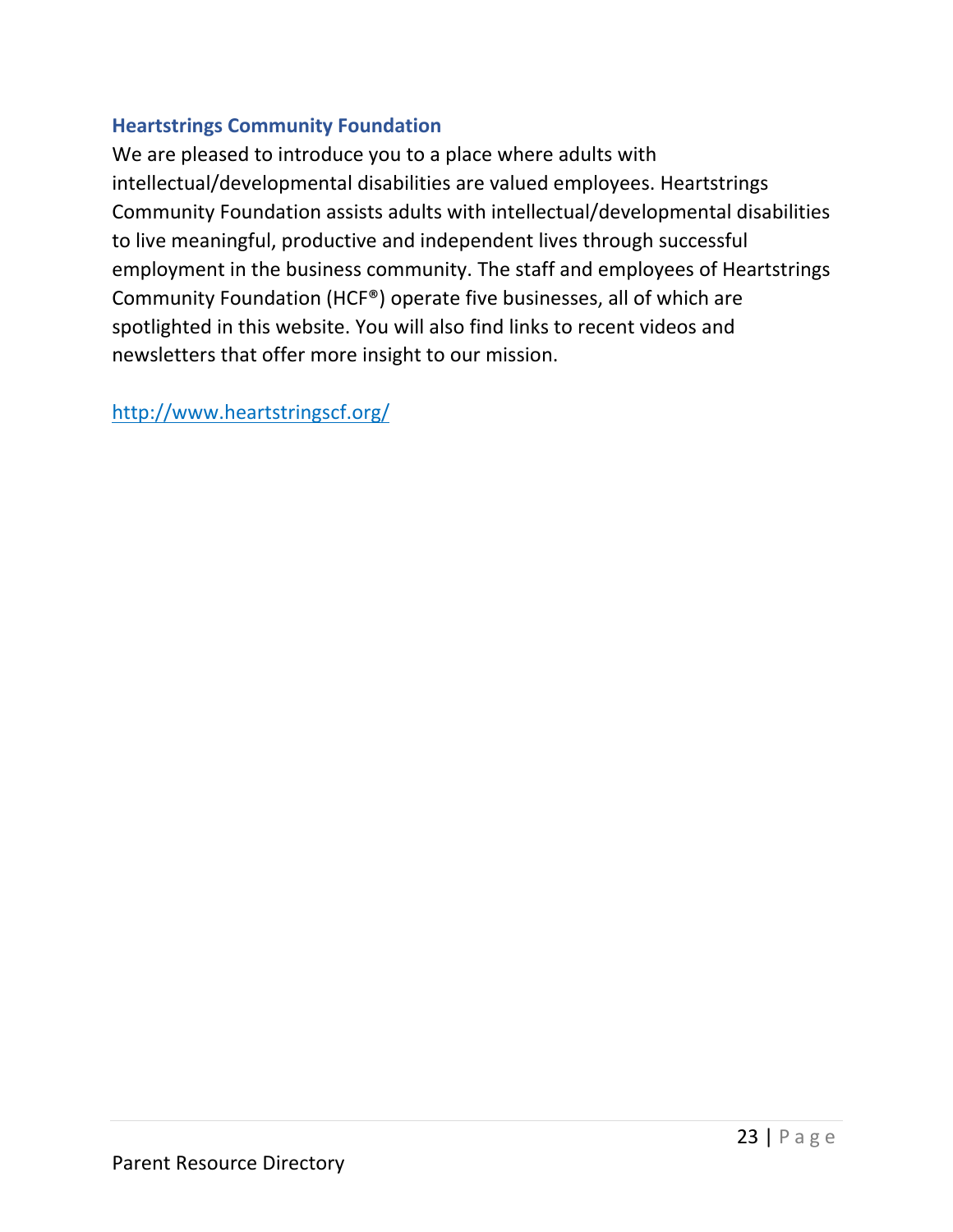### Heartstrings Community Foundation

We are pleased to introduce you to a place where adults with intellectual/developmental disabilities are valued employees. Heartstrings Community Foundation assists adults with intellectual/developmental disabilities to live meaningful, productive and independent lives through successful employment in the business community. The staff and employees of Heartstrings Community Foundation (HCF®) operate five businesses, all of which are spotlighted in this website. You will also find links to recent videos and newsletters that offer more insight to our mission.

http://www.heartstringscf.org/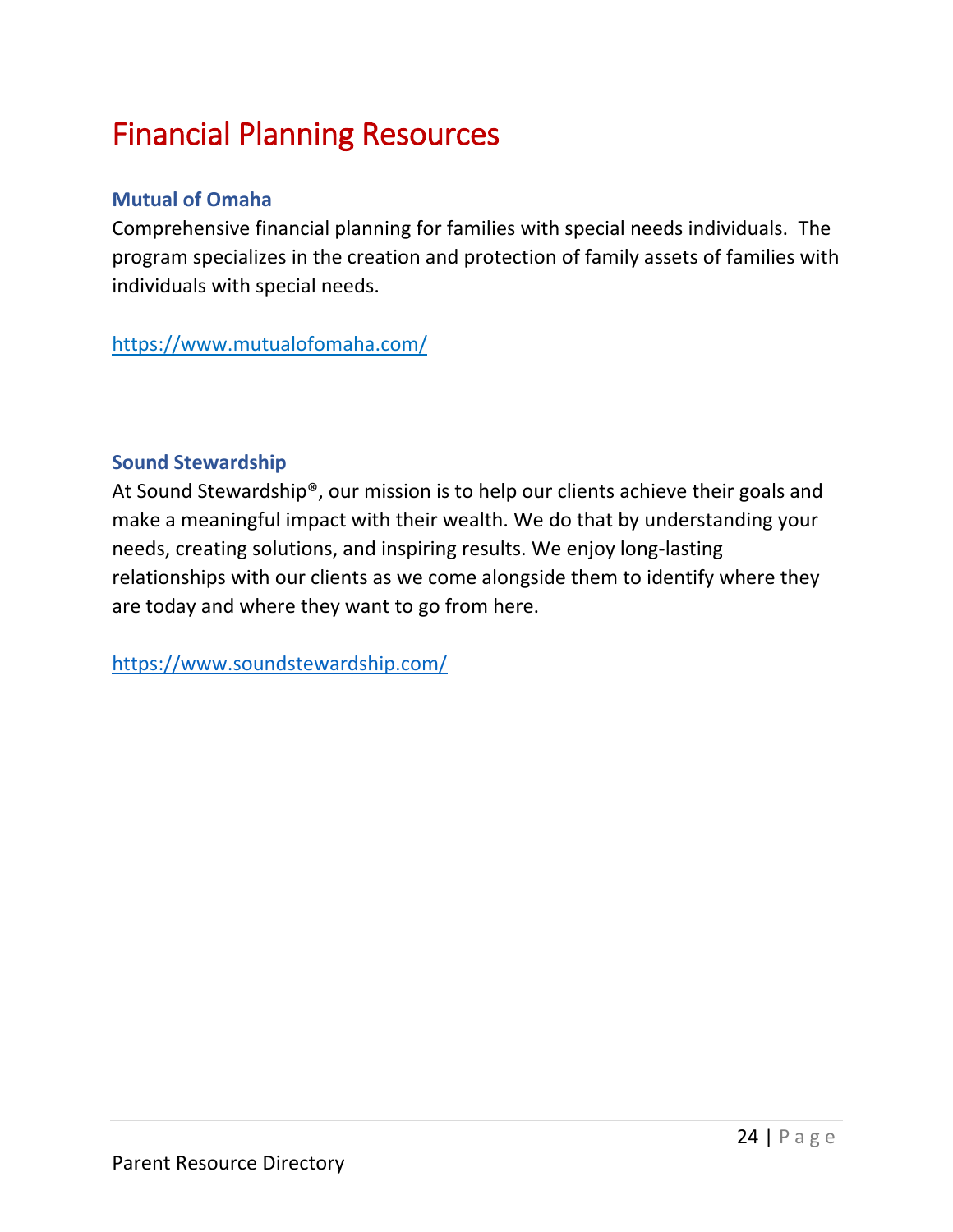# Financial Planning Resources

### Mutual of Omaha

Comprehensive financial planning for families with special needs individuals. The program specializes in the creation and protection of family assets of families with individuals with special needs.

https://www.mutualofomaha.com/

### Sound Stewardship

At Sound Stewardship®, our mission is to help our clients achieve their goals and make a meaningful impact with their wealth. We do that by understanding your needs, creating solutions, and inspiring results. We enjoy long-lasting relationships with our clients as we come alongside them to identify where they are today and where they want to go from here.

https://www.soundstewardship.com/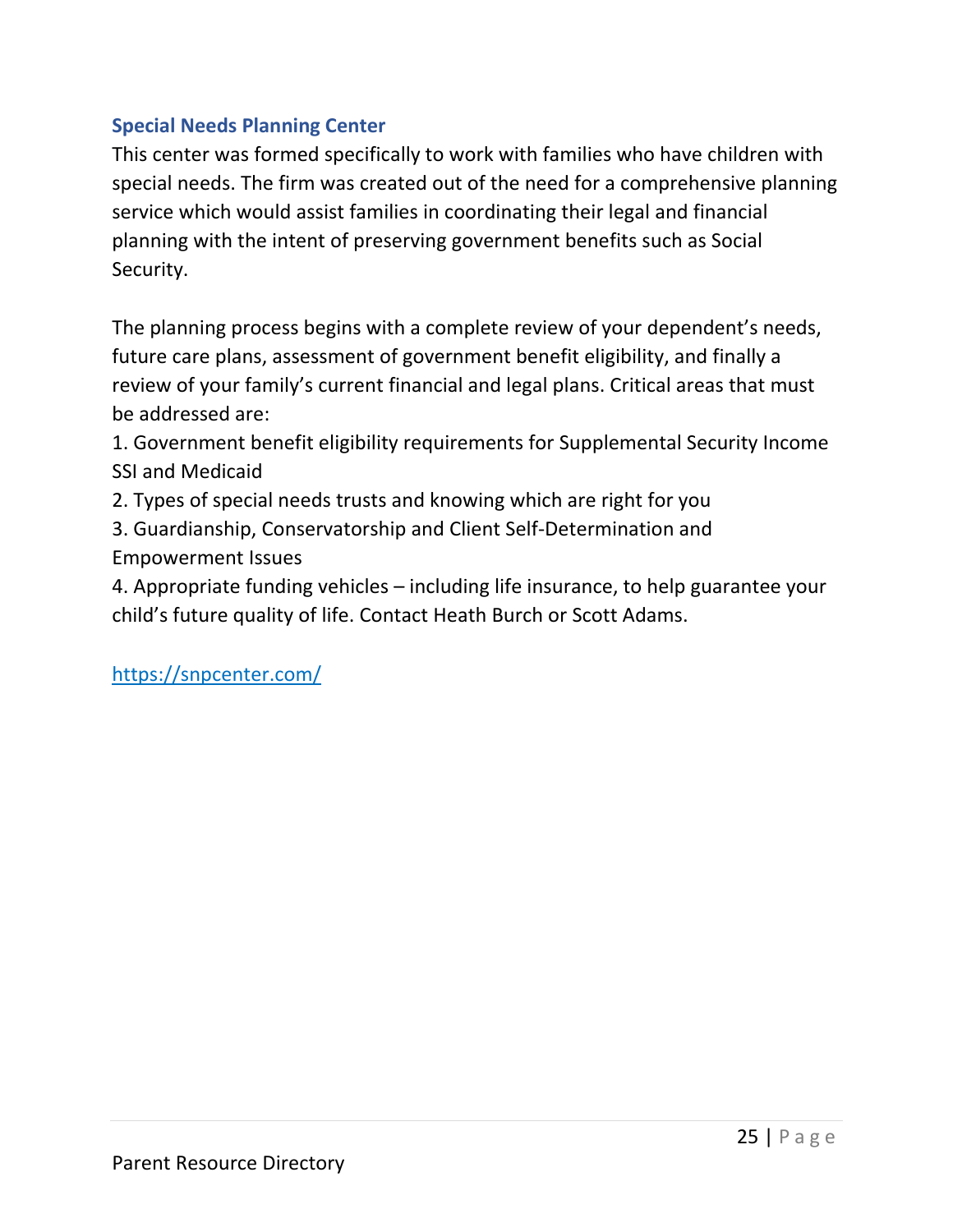### Special Needs Planning Center

This center was formed specifically to work with families who have children with special needs. The firm was created out of the need for a comprehensive planning service which would assist families in coordinating their legal and financial planning with the intent of preserving government benefits such as Social Security.

The planning process begins with a complete review of your dependent's needs, future care plans, assessment of government benefit eligibility, and finally a review of your family's current financial and legal plans. Critical areas that must be addressed are:

1. Government benefit eligibility requirements for Supplemental Security Income SSI and Medicaid
2. Types of special needs trusts and knowing which are right for you
3. Guardianship, Conservatorship and Client Self-Determination and Empowerment Issues
4. Appropriate funding vehicles – including life insurance, to help guarantee your child's future quality of life. Contact Heath Burch or Scott Adams.

https://snpcenter.com/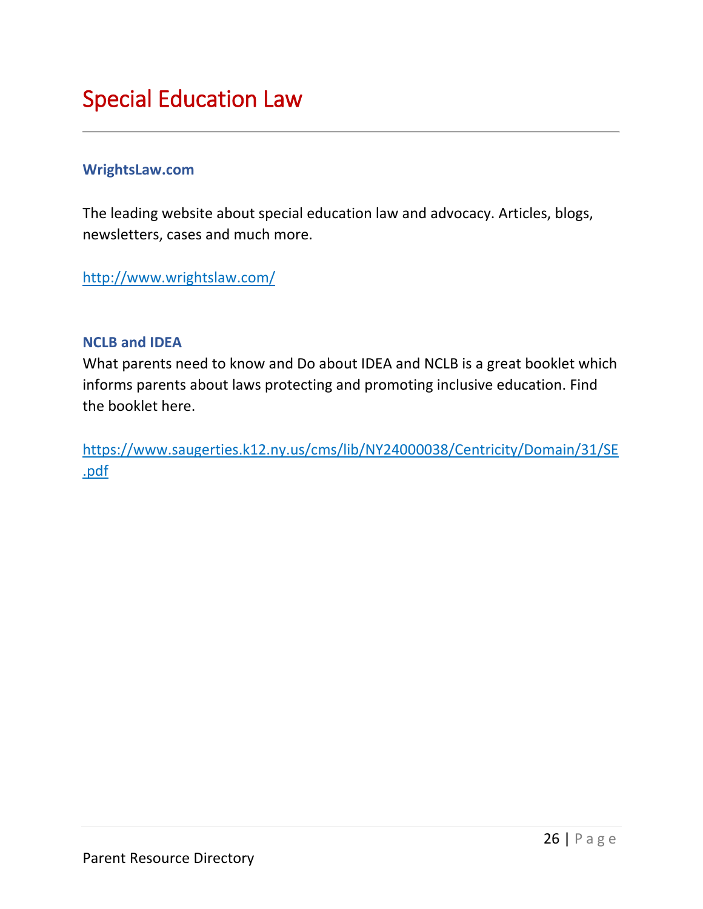# Special Education Law

### WrightsLaw.com

The leading website about special education law and advocacy. Articles, blogs, newsletters, cases and much more.

http://www.wrightslaw.com/

### NCLB and IDEA

What parents need to know and Do about IDEA and NCLB is a great booklet which informs parents about laws protecting and promoting inclusive education. Find the booklet here.

https://www.saugerties.k12.ny.us/cms/lib/NY24000038/Centricity/Domain/31/SE.pdf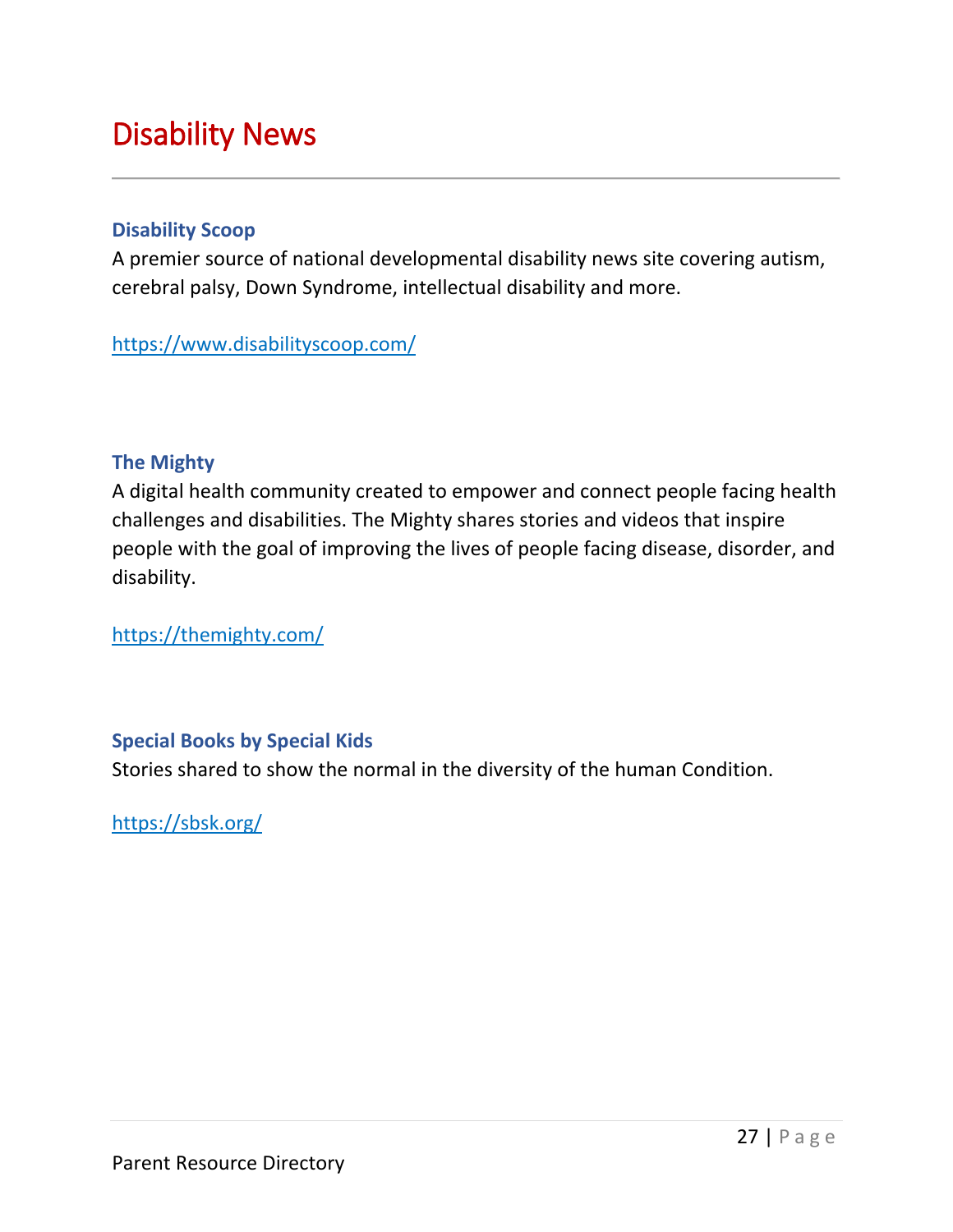# Disability News

### Disability Scoop

A premier source of national developmental disability news site covering autism, cerebral palsy, Down Syndrome, intellectual disability and more.

https://www.disabilityscoop.com/

### The Mighty

A digital health community created to empower and connect people facing health challenges and disabilities. The Mighty shares stories and videos that inspire people with the goal of improving the lives of people facing disease, disorder, and disability.

https://themighty.com/

### Special Books by Special Kids

Stories shared to show the normal in the diversity of the human Condition.

https://sbsk.org/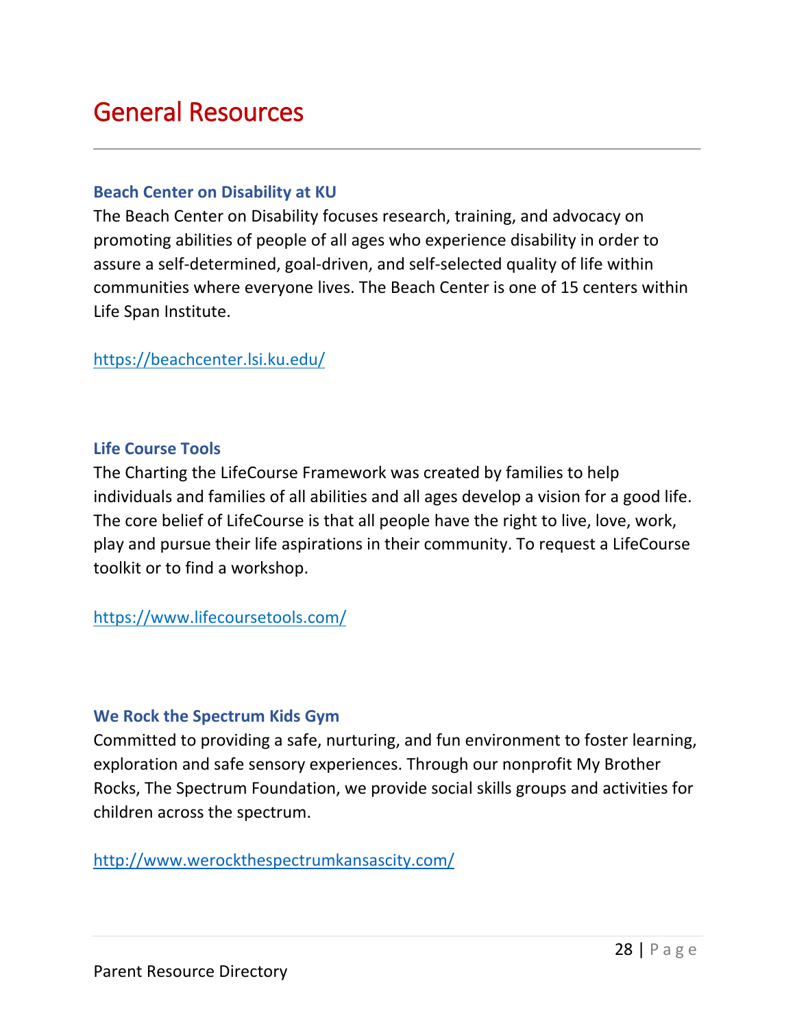# General Resources

### Beach Center on Disability at KU

The Beach Center on Disability focuses research, training, and advocacy on promoting abilities of people of all ages who experience disability in order to assure a self-determined, goal-driven, and self-selected quality of life within communities where everyone lives. The Beach Center is one of 15 centers within Life Span Institute.

https://beachcenter.lsi.ku.edu/

### Life Course Tools

The Charting the LifeCourse Framework was created by families to help individuals and families of all abilities and all ages develop a vision for a good life. The core belief of LifeCourse is that all people have the right to live, love, work, play and pursue their life aspirations in their community. To request a LifeCourse toolkit or to find a workshop.

https://www.lifecoursetools.com/

### We Rock the Spectrum Kids Gym

Committed to providing a safe, nurturing, and fun environment to foster learning, exploration and safe sensory experiences. Through our nonprofit My Brother Rocks, The Spectrum Foundation, we provide social skills groups and activities for children across the spectrum.

http://www.werockthespectrumkansascity.com/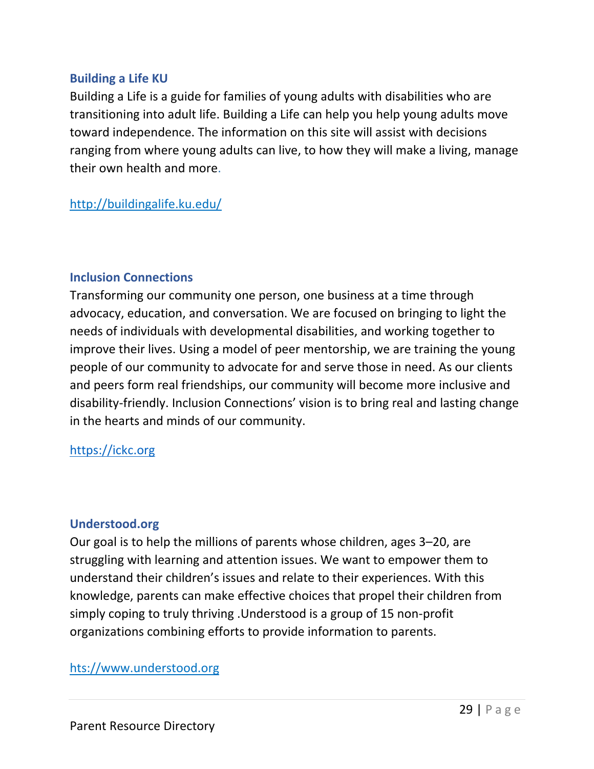### Building a Life KU

Building a Life is a guide for families of young adults with disabilities who are transitioning into adult life. Building a Life can help you help young adults move toward independence. The information on this site will assist with decisions ranging from where young adults can live, to how they will make a living, manage their own health and more.

http://buildingalife.ku.edu/

### Inclusion Connections

Transforming our community one person, one business at a time through advocacy, education, and conversation. We are focused on bringing to light the needs of individuals with developmental disabilities, and working together to improve their lives. Using a model of peer mentorship, we are training the young people of our community to advocate for and serve those in need. As our clients and peers form real friendships, our community will become more inclusive and disability-friendly. Inclusion Connections' vision is to bring real and lasting change in the hearts and minds of our community.

https://ickc.org

### Understood.org

Our goal is to help the millions of parents whose children, ages 3–20, are struggling with learning and attention issues. We want to empower them to understand their children's issues and relate to their experiences. With this knowledge, parents can make effective choices that propel their children from simply coping to truly thriving .Understood is a group of 15 non-profit organizations combining efforts to provide information to parents.

hts://www.understood.org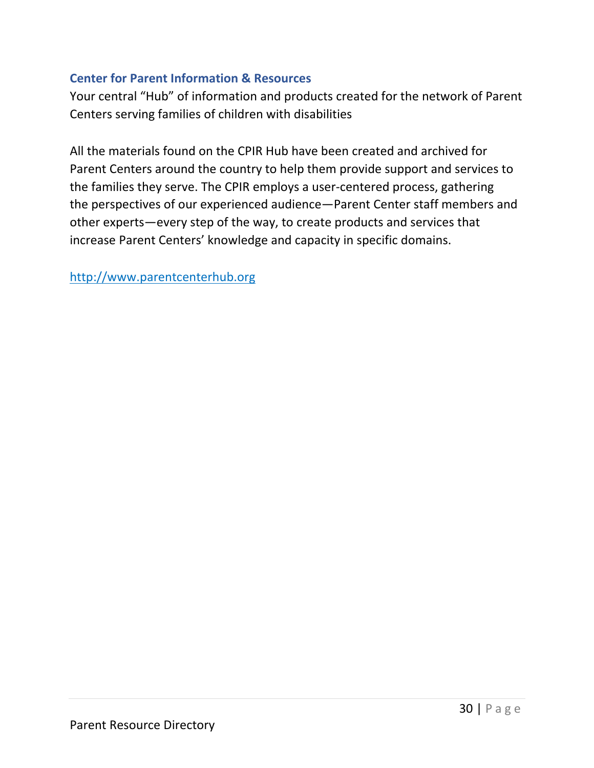### Center for Parent Information & Resources

Your central "Hub" of information and products created for the network of Parent Centers serving families of children with disabilities

All the materials found on the CPIR Hub have been created and archived for Parent Centers around the country to help them provide support and services to the families they serve. The CPIR employs a user-centered process, gathering the perspectives of our experienced audience—Parent Center staff members and other experts—every step of the way, to create products and services that increase Parent Centers' knowledge and capacity in specific domains.

http://www.parentcenterhub.org